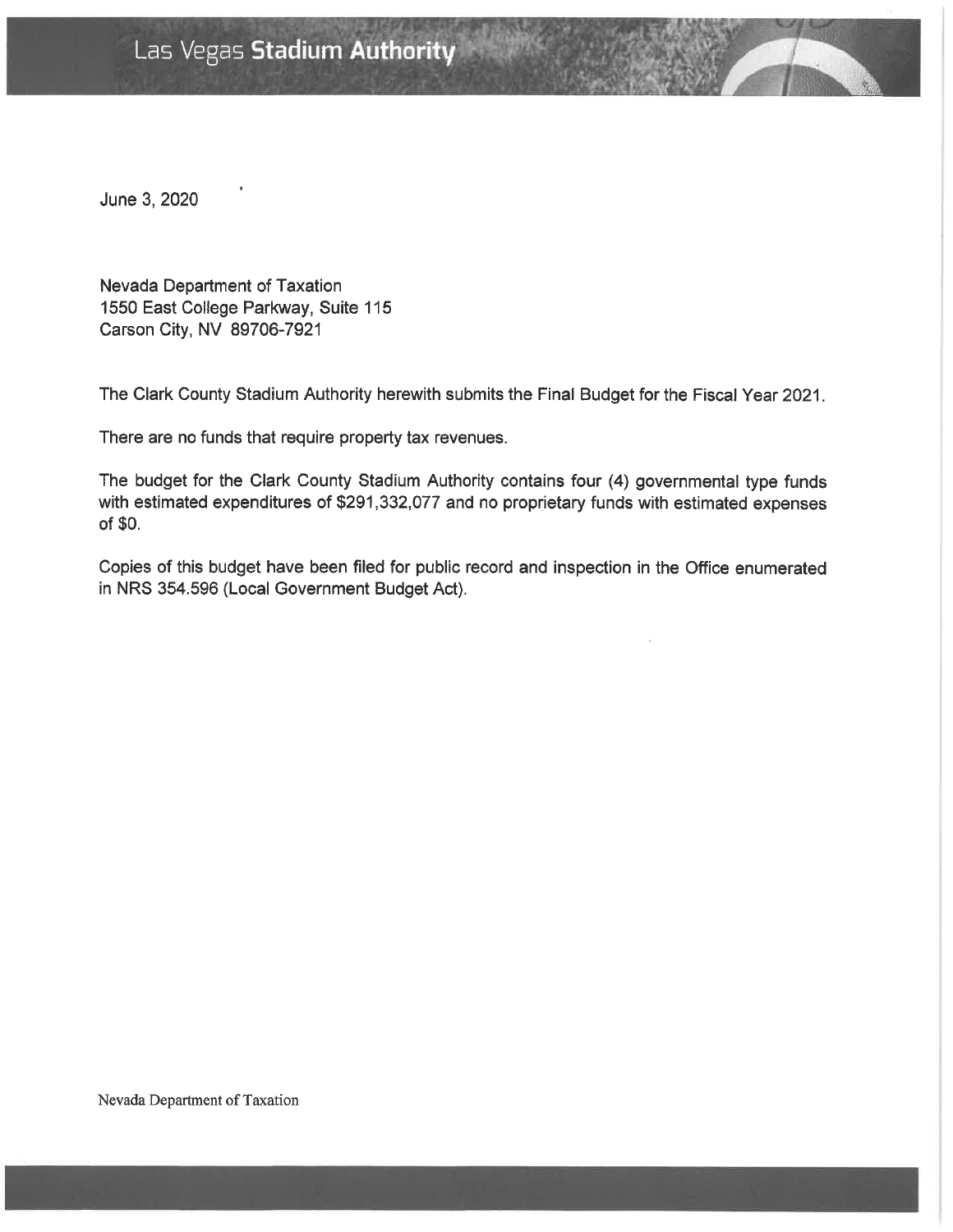# Las Vegas **Stadium Authority**

June 3, 2020

Nevada Department of Taxation
1550 East College Parkway, Suite 115
Carson City, NV 89706-7921

The Clark County Stadium Authority herewith submits the Final Budget for the Fiscal Year 2021.

There are no funds that require property tax revenues.

The budget for the Clark County Stadium Authority contains four (4) governmental type funds with estimated expenditures of $291,332,077 and no proprietary funds with estimated expenses of $0.

Copies of this budget have been filed for public record and inspection in the Office enumerated in NRS 354.596 (Local Government Budget Act).

Nevada Department of Taxation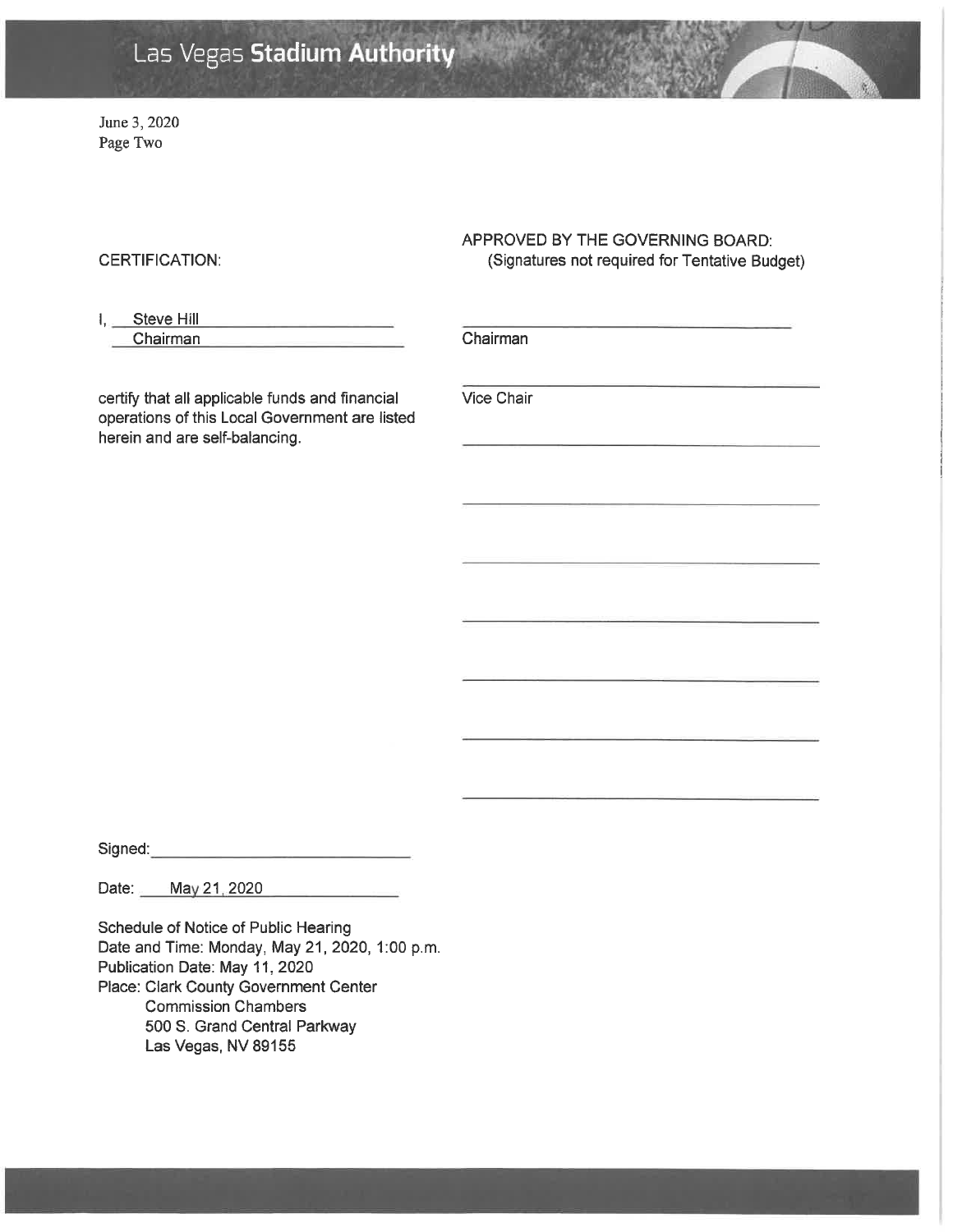Las Vegas **Stadium Authority**

June 3, 2020
Page Two

CERTIFICATION:

I, Steve Hill
Chairman

certify that all applicable funds and financial operations of this Local Government are listed herein and are self-balancing.

APPROVED BY THE GOVERNING BOARD:
(Signatures not required for Tentative Budget)

______________________________
Chairman

______________________________
Vice Chair

______________________________

______________________________

______________________________

______________________________

______________________________

______________________________

______________________________

Signed: ______________________________

Date: May 21, 2020

Schedule of Notice of Public Hearing
Date and Time: Monday, May 21, 2020, 1:00 p.m.
Publication Date: May 11, 2020
Place: Clark County Government Center
Commission Chambers
500 S. Grand Central Parkway
Las Vegas, NV 89155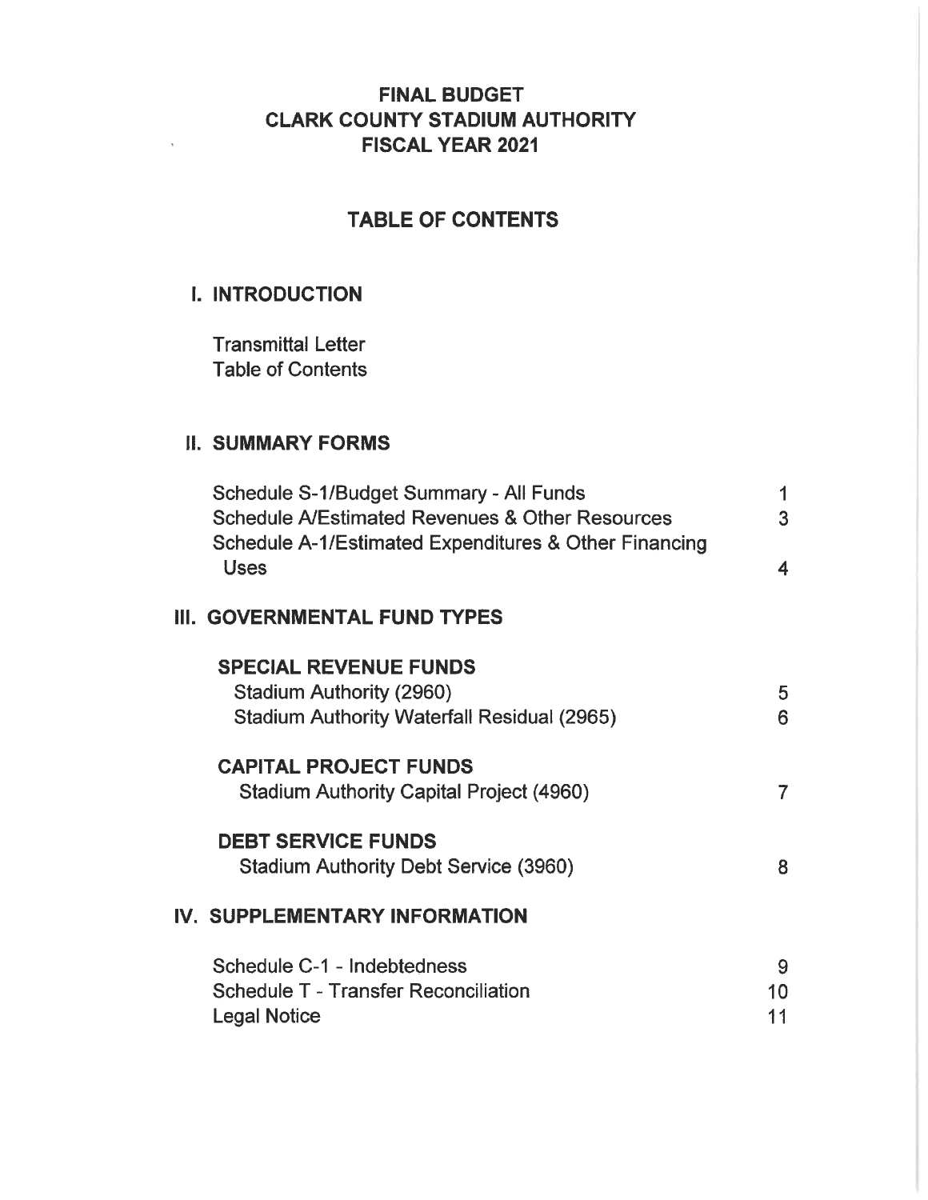# FINAL BUDGET
# CLARK COUNTY STADIUM AUTHORITY
# FISCAL YEAR 2021

## TABLE OF CONTENTS

### I. INTRODUCTION

Transmittal Letter
Table of Contents

### II. SUMMARY FORMS

| | |
|---|---|
| Schedule S-1/Budget Summary - All Funds | 1 |
| Schedule A/Estimated Revenues & Other Resources | 3 |
| Schedule A-1/Estimated Expenditures & Other Financing Uses | 4 |

### III. GOVERNMENTAL FUND TYPES

**SPECIAL REVENUE FUNDS**

| | |
|---|---|
| Stadium Authority (2960) | 5 |
| Stadium Authority Waterfall Residual (2965) | 6 |

**CAPITAL PROJECT FUNDS**

| | |
|---|---|
| Stadium Authority Capital Project (4960) | 7 |

**DEBT SERVICE FUNDS**

| | |
|---|---|
| Stadium Authority Debt Service (3960) | 8 |

### IV. SUPPLEMENTARY INFORMATION

| | |
|---|---|
| Schedule C-1 - Indebtedness | 9 |
| Schedule T - Transfer Reconciliation | 10 |
| Legal Notice | 11 |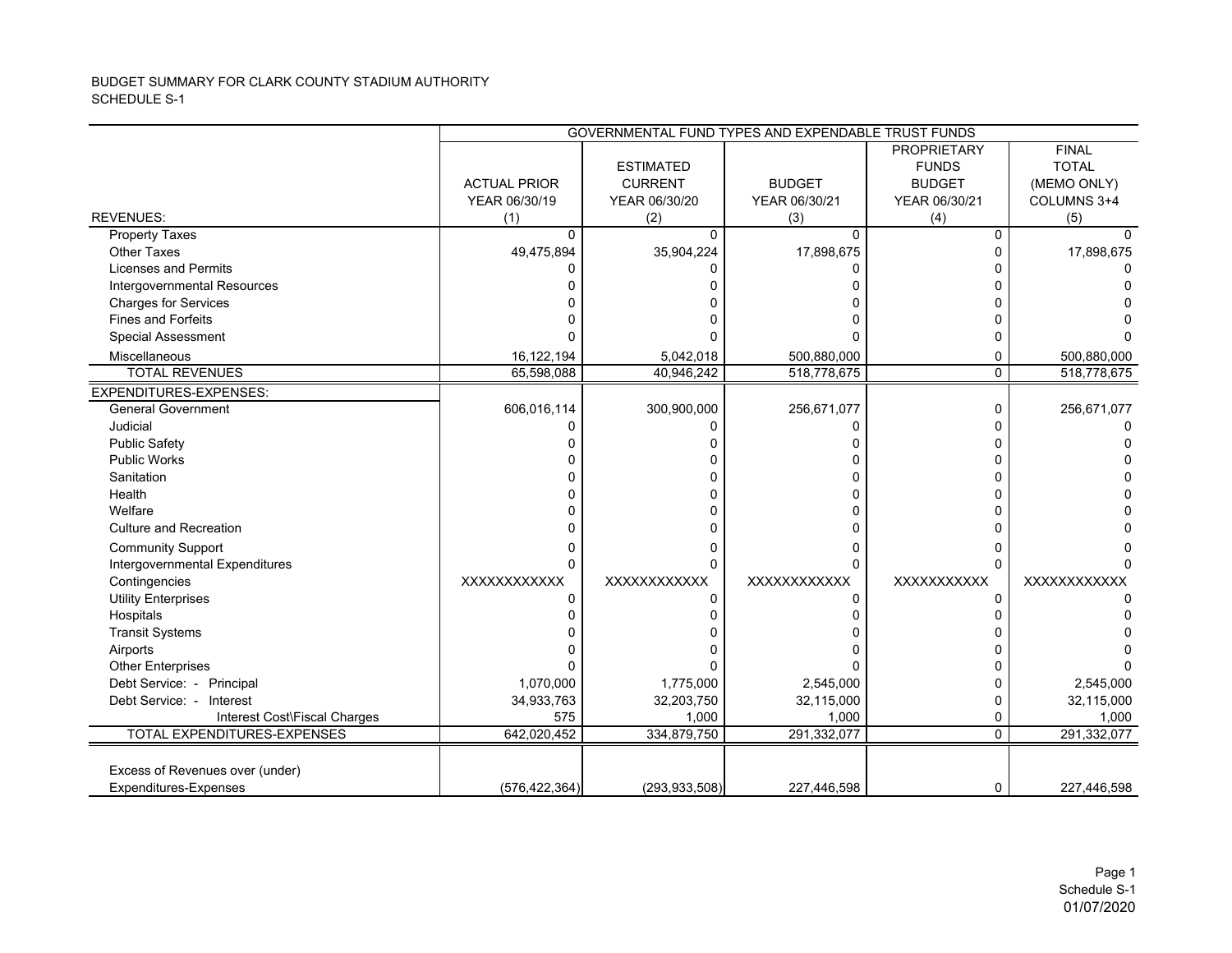BUDGET SUMMARY FOR CLARK COUNTY STADIUM AUTHORITY
SCHEDULE S-1

| | GOVERNMENTAL FUND TYPES AND EXPENDABLE TRUST FUNDS | | | | |
|---|---|---|---|---|---|
| REVENUES: | ACTUAL PRIOR YEAR 06/30/19 (1) | ESTIMATED CURRENT YEAR 06/30/20 (2) | BUDGET YEAR 06/30/21 (3) | PROPRIETARY FUNDS BUDGET YEAR 06/30/21 (4) | FINAL TOTAL (MEMO ONLY) COLUMNS 3+4 (5) |
| Property Taxes | 0 | 0 | 0 | 0 | 0 |
| Other Taxes | 49,475,894 | 35,904,224 | 17,898,675 | 0 | 17,898,675 |
| Licenses and Permits | 0 | 0 | 0 | 0 | 0 |
| Intergovernmental Resources | 0 | 0 | 0 | 0 | 0 |
| Charges for Services | 0 | 0 | 0 | 0 | 0 |
| Fines and Forfeits | 0 | 0 | 0 | 0 | 0 |
| Special Assessment | 0 | 0 | 0 | 0 | 0 |
| Miscellaneous | 16,122,194 | 5,042,018 | 500,880,000 | 0 | 500,880,000 |
| TOTAL REVENUES | 65,598,088 | 40,946,242 | 518,778,675 | 0 | 518,778,675 |
| EXPENDITURES-EXPENSES: | | | | | |
| General Government | 606,016,114 | 300,900,000 | 256,671,077 | 0 | 256,671,077 |
| Judicial | 0 | 0 | 0 | 0 | 0 |
| Public Safety | 0 | 0 | 0 | 0 | 0 |
| Public Works | 0 | 0 | 0 | 0 | 0 |
| Sanitation | 0 | 0 | 0 | 0 | 0 |
| Health | 0 | 0 | 0 | 0 | 0 |
| Welfare | 0 | 0 | 0 | 0 | 0 |
| Culture and Recreation | 0 | 0 | 0 | 0 | 0 |
| Community Support | 0 | 0 | 0 | 0 | 0 |
| Intergovernmental Expenditures | 0 | 0 | 0 | 0 | 0 |
| Contingencies | XXXXXXXXXXXX | XXXXXXXXXXXX | XXXXXXXXXXXX | XXXXXXXXXXX | XXXXXXXXXXXX |
| Utility Enterprises | 0 | 0 | 0 | 0 | 0 |
| Hospitals | 0 | 0 | 0 | 0 | 0 |
| Transit Systems | 0 | 0 | 0 | 0 | 0 |
| Airports | 0 | 0 | 0 | 0 | 0 |
| Other Enterprises | 0 | 0 | 0 | 0 | 0 |
| Debt Service: - Principal | 1,070,000 | 1,775,000 | 2,545,000 | 0 | 2,545,000 |
| Debt Service: - Interest | 34,933,763 | 32,203,750 | 32,115,000 | 0 | 32,115,000 |
| Interest Cost\Fiscal Charges | 575 | 1,000 | 1,000 | 0 | 1,000 |
| TOTAL EXPENDITURES-EXPENSES | 642,020,452 | 334,879,750 | 291,332,077 | 0 | 291,332,077 |
| Excess of Revenues over (under) Expenditures-Expenses | (576,422,364) | (293,933,508) | 227,446,598 | 0 | 227,446,598 |

Schedule S-1
01/07/2020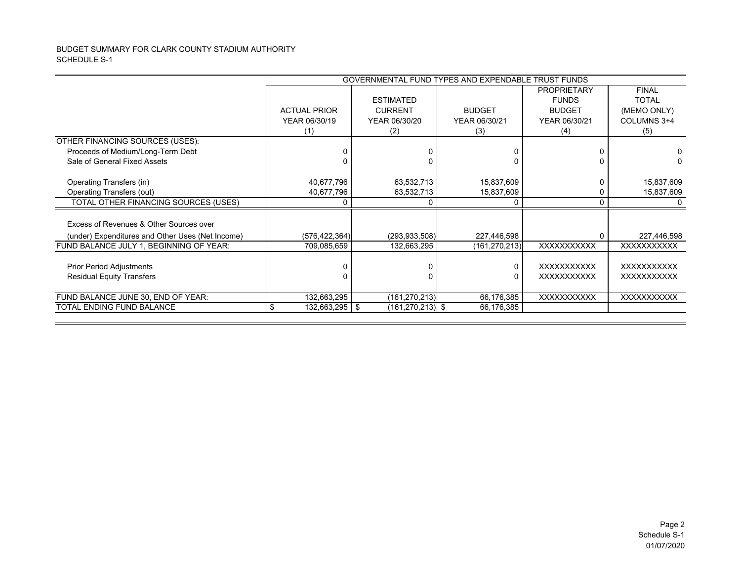BUDGET SUMMARY FOR CLARK COUNTY STADIUM AUTHORITY
SCHEDULE S-1

| | GOVERNMENTAL FUND TYPES AND EXPENDABLE TRUST FUNDS | | | | |
|---|---|---|---|---|---|
| | ACTUAL PRIOR YEAR 06/30/19 (1) | ESTIMATED CURRENT YEAR 06/30/20 (2) | BUDGET YEAR 06/30/21 (3) | PROPRIETARY FUNDS BUDGET YEAR 06/30/21 (4) | FINAL TOTAL (MEMO ONLY) COLUMNS 3+4 (5) |
| OTHER FINANCING SOURCES (USES): | | | | | |
| Proceeds of Medium/Long-Term Debt | 0 | 0 | 0 | 0 | 0 |
| Sale of General Fixed Assets | 0 | 0 | 0 | 0 | 0 |
| Operating Transfers (in) | 40,677,796 | 63,532,713 | 15,837,609 | 0 | 15,837,609 |
| Operating Transfers (out) | 40,677,796 | 63,532,713 | 15,837,609 | 0 | 15,837,609 |
| TOTAL OTHER FINANCING SOURCES (USES) | 0 | 0 | 0 | 0 | 0 |
| Excess of Revenues & Other Sources over (under) Expenditures and Other Uses (Net Income) | (576,422,364) | (293,933,508) | 227,446,598 | 0 | 227,446,598 |
| FUND BALANCE JULY 1, BEGINNING OF YEAR: | 709,085,659 | 132,663,295 | (161,270,213) | XXXXXXXXXXX | XXXXXXXXXXX |
| Prior Period Adjustments | 0 | 0 | 0 | XXXXXXXXXXX | XXXXXXXXXXX |
| Residual Equity Transfers | 0 | 0 | 0 | XXXXXXXXXXX | XXXXXXXXXXX |
| FUND BALANCE JUNE 30, END OF YEAR: | 132,663,295 | (161,270,213) | 66,176,385 | XXXXXXXXXXX | XXXXXXXXXXX |
| TOTAL ENDING FUND BALANCE | $ 132,663,295 | $ (161,270,213) | $ 66,176,385 | | |

Schedule S-1
01/07/2020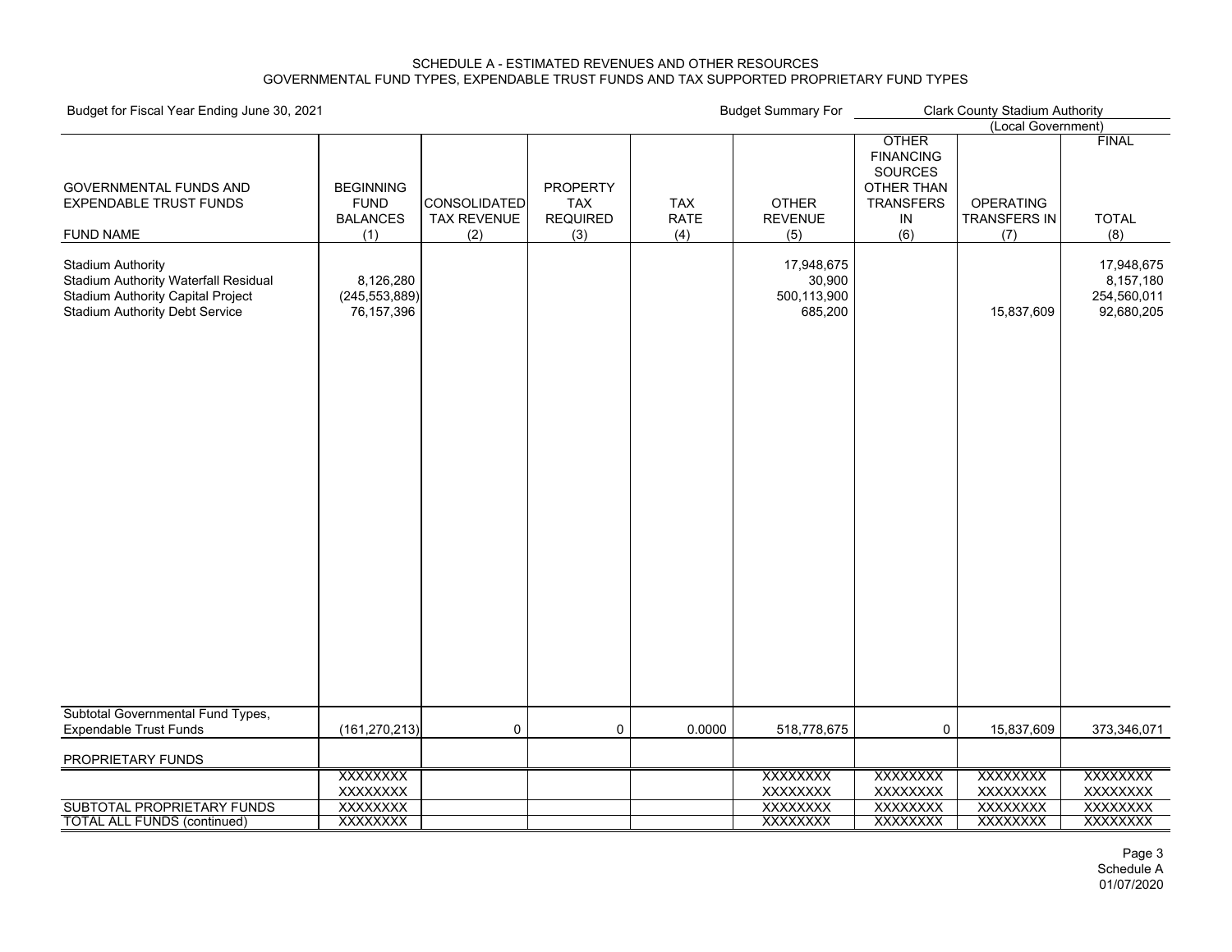SCHEDULE A - ESTIMATED REVENUES AND OTHER RESOURCES
GOVERNMENTAL FUND TYPES, EXPENDABLE TRUST FUNDS AND TAX SUPPORTED PROPRIETARY FUND TYPES

Budget for Fiscal Year Ending June 30, 2021

Budget Summary For Clark County Stadium Authority
(Local Government)

| GOVERNMENTAL FUNDS AND EXPENDABLE TRUST FUNDS<br>FUND NAME | BEGINNING FUND BALANCES (1) | CONSOLIDATED TAX REVENUE (2) | PROPERTY TAX REQUIRED (3) | TAX RATE (4) | OTHER REVENUE (5) | OTHER FINANCING SOURCES OTHER THAN TRANSFERS IN (6) | OPERATING TRANSFERS IN (7) | FINAL TOTAL (8) |
|---|---|---|---|---|---|---|---|---|
| Stadium Authority | | | | | 17,948,675 | | | 17,948,675 |
| Stadium Authority Waterfall Residual | 8,126,280 | | | | 30,900 | | | 8,157,180 |
| Stadium Authority Capital Project | (245,553,889) | | | | 500,113,900 | | | 254,560,011 |
| Stadium Authority Debt Service | 76,157,396 | | | | 685,200 | | 15,837,609 | 92,680,205 |
| Subtotal Governmental Fund Types, Expendable Trust Funds | (161,270,213) | 0 | 0 | 0.0000 | 518,778,675 | 0 | 15,837,609 | 373,346,071 |
| PROPRIETARY FUNDS | | | | | | | | |
| | XXXXXXXX | | | | XXXXXXXX | XXXXXXXX | XXXXXXXX | XXXXXXXX |
| | XXXXXXXX | | | | XXXXXXXX | XXXXXXXX | XXXXXXXX | XXXXXXXX |
| SUBTOTAL PROPRIETARY FUNDS | XXXXXXXX | | | | XXXXXXXX | XXXXXXXX | XXXXXXXX | XXXXXXXX |
| TOTAL ALL FUNDS (continued) | XXXXXXXX | | | | XXXXXXXX | XXXXXXXX | XXXXXXXX | XXXXXXXX |

Schedule A
01/07/2020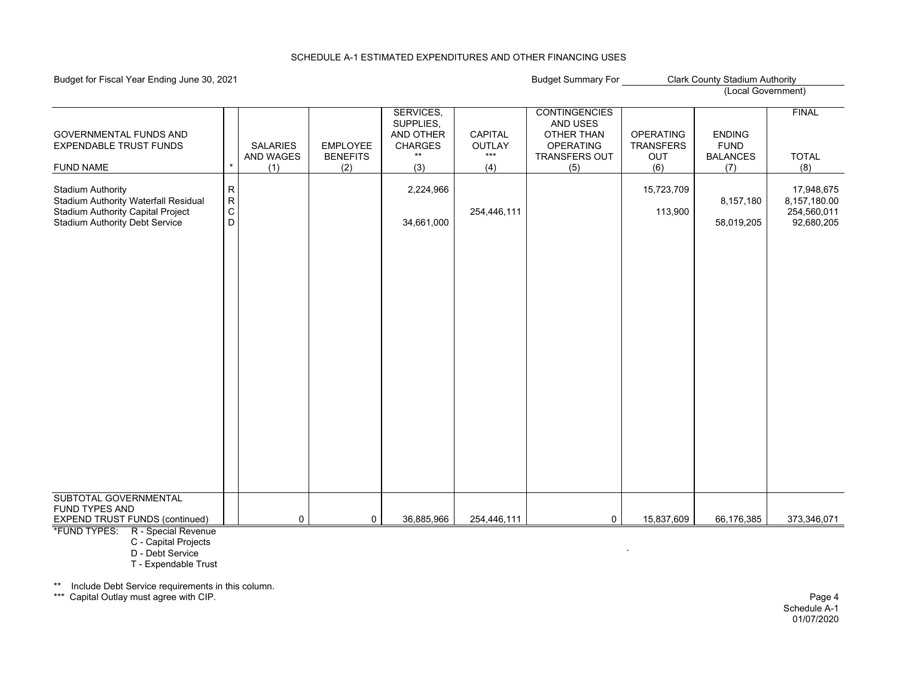SCHEDULE A-1 ESTIMATED EXPENDITURES AND OTHER FINANCING USES

Budget for Fiscal Year Ending June 30, 2021

Budget Summary For Clark County Stadium Authority
(Local Government)

| GOVERNMENTAL FUNDS AND EXPENDABLE TRUST FUNDS<br><br>FUND NAME | * | SALARIES AND WAGES<br>(1) | EMPLOYEE BENEFITS<br>(2) | SERVICES, SUPPLIES, AND OTHER CHARGES<br>**<br>(3) | CAPITAL OUTLAY<br>***<br>(4) | CONTINGENCIES AND USES OTHER THAN OPERATING TRANSFERS OUT<br>(5) | OPERATING TRANSFERS OUT<br>(6) | ENDING FUND BALANCES<br>(7) | FINAL<br><br>TOTAL<br>(8) |
|---|---|---|---|---|---|---|---|---|---|
| Stadium Authority | R | | | 2,224,966 | | | 15,723,709 | | 17,948,675 |
| Stadium Authority Waterfall Residual | R | | | | | | | 8,157,180 | 8,157,180.00 |
| Stadium Authority Capital Project | C | | | | 254,446,111 | | 113,900 | | 254,560,011 |
| Stadium Authority Debt Service | D | | | 34,661,000 | | | | 58,019,205 | 92,680,205 |
| SUBTOTAL GOVERNMENTAL FUND TYPES AND EXPEND TRUST FUNDS (continued) | | 0 | 0 | 36,885,966 | 254,446,111 | 0 | 15,837,609 | 66,176,385 | 373,346,071 |

*FUND TYPES: R - Special Revenue
C - Capital Projects
D - Debt Service
T - Expendable Trust

** Include Debt Service requirements in this column.
*** Capital Outlay must agree with CIP.

Schedule A-1
01/07/2020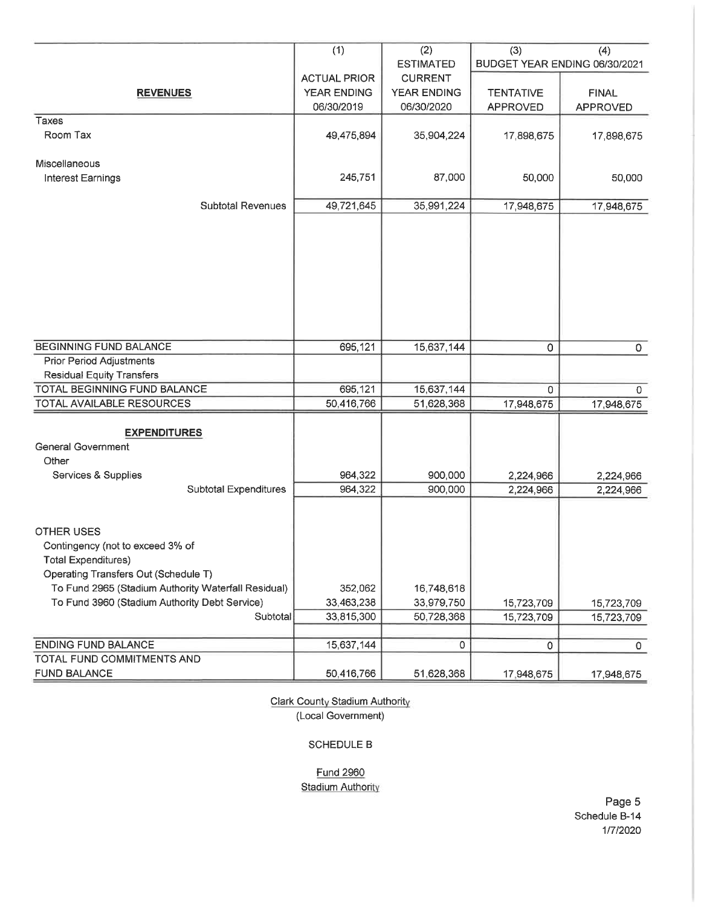| REVENUES | (1) ACTUAL PRIOR YEAR ENDING 06/30/2019 | (2) ESTIMATED CURRENT YEAR ENDING 06/30/2020 | (3) BUDGET YEAR ENDING 06/30/2021 TENTATIVE APPROVED | (4) BUDGET YEAR ENDING 06/30/2021 FINAL APPROVED |
|---|---|---|---|---|
| Taxes | | | | |
| Room Tax | 49,475,894 | 35,904,224 | 17,898,675 | 17,898,675 |
| Miscellaneous | | | | |
| Interest Earnings | 245,751 | 87,000 | 50,000 | 50,000 |
| Subtotal Revenues | 49,721,645 | 35,991,224 | 17,948,675 | 17,948,675 |
| BEGINNING FUND BALANCE | 695,121 | 15,637,144 | 0 | 0 |
| Prior Period Adjustments | | | | |
| Residual Equity Transfers | | | | |
| TOTAL BEGINNING FUND BALANCE | 695,121 | 15,637,144 | 0 | 0 |
| TOTAL AVAILABLE RESOURCES | 50,416,766 | 51,628,368 | 17,948,675 | 17,948,675 |
| **EXPENDITURES** | | | | |
| General Government | | | | |
| Other | | | | |
| Services & Supplies | 964,322 | 900,000 | 2,224,966 | 2,224,966 |
| Subtotal Expenditures | 964,322 | 900,000 | 2,224,966 | 2,224,966 |
| OTHER USES | | | | |
| Contingency (not to exceed 3% of Total Expenditures) | | | | |
| Operating Transfers Out (Schedule T) | | | | |
| To Fund 2965 (Stadium Authority Waterfall Residual) | 352,062 | 16,748,618 | | |
| To Fund 3960 (Stadium Authority Debt Service) | 33,463,238 | 33,979,750 | 15,723,709 | 15,723,709 |
| Subtotal | 33,815,300 | 50,728,368 | 15,723,709 | 15,723,709 |
| ENDING FUND BALANCE | 15,637,144 | 0 | 0 | 0 |
| TOTAL FUND COMMITMENTS AND FUND BALANCE | 50,416,766 | 51,628,368 | 17,948,675 | 17,948,675 |

Clark County Stadium Authority
(Local Government)

SCHEDULE B

Fund 2960
Stadium Authority

Page 5
Schedule B-14
1/7/2020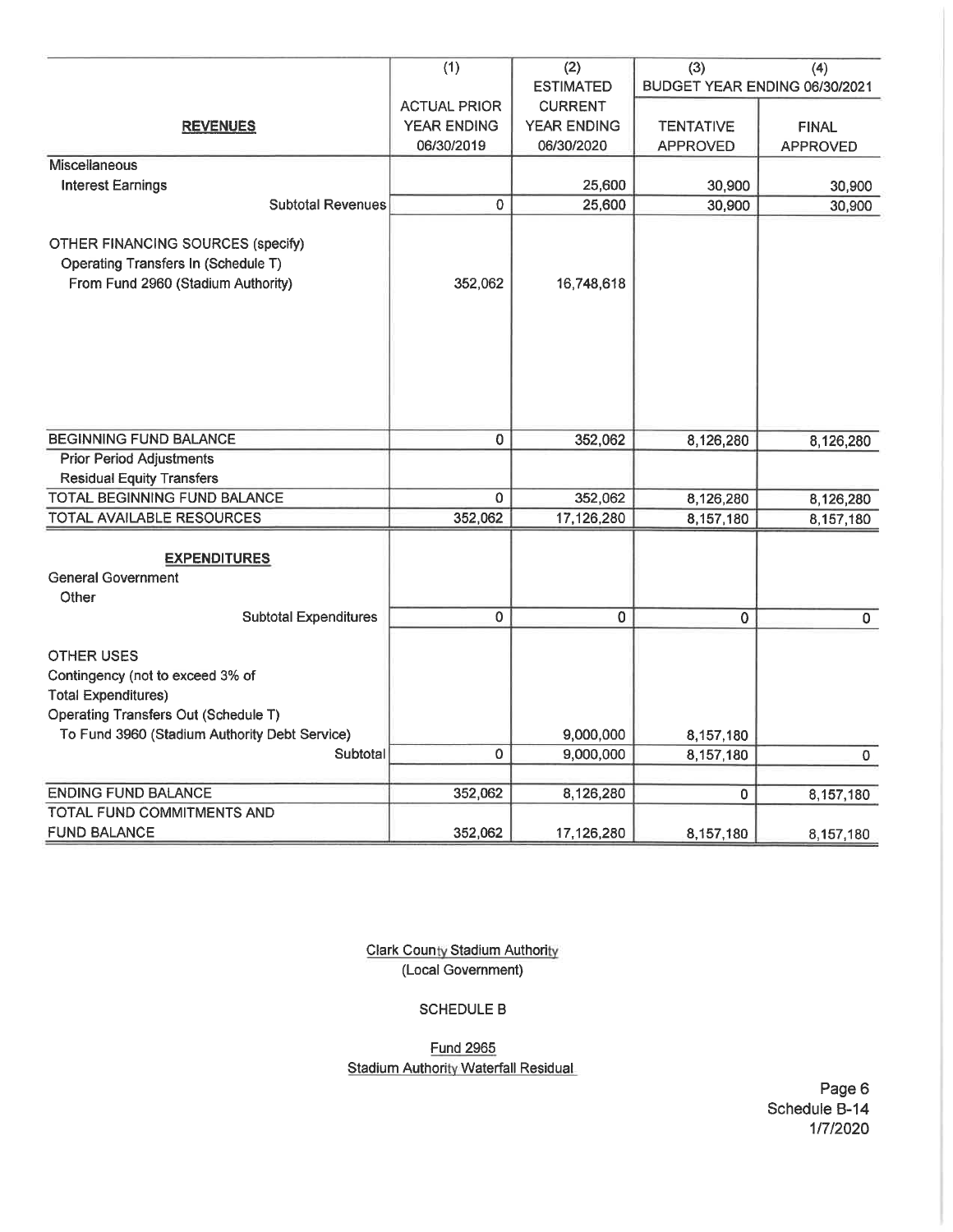| REVENUES | (1) ACTUAL PRIOR YEAR ENDING 06/30/2019 | (2) ESTIMATED CURRENT YEAR ENDING 06/30/2020 | (3) BUDGET YEAR ENDING 06/30/2021 TENTATIVE APPROVED | (4) FINAL APPROVED |
|---|---|---|---|---|
| Miscellaneous | | | | |
| Interest Earnings | | 25,600 | 30,900 | 30,900 |
| Subtotal Revenues | 0 | 25,600 | 30,900 | 30,900 |
| OTHER FINANCING SOURCES (specify) | | | | |
| Operating Transfers In (Schedule T) | | | | |
| From Fund 2960 (Stadium Authority) | 352,062 | 16,748,618 | | |
| BEGINNING FUND BALANCE | 0 | 352,062 | 8,126,280 | 8,126,280 |
| Prior Period Adjustments | | | | |
| Residual Equity Transfers | | | | |
| TOTAL BEGINNING FUND BALANCE | 0 | 352,062 | 8,126,280 | 8,126,280 |
| TOTAL AVAILABLE RESOURCES | 352,062 | 17,126,280 | 8,157,180 | 8,157,180 |
| **EXPENDITURES** | | | | |
| General Government | | | | |
| Other | | | | |
| Subtotal Expenditures | 0 | 0 | 0 | 0 |
| OTHER USES | | | | |
| Contingency (not to exceed 3% of Total Expenditures) | | | | |
| Operating Transfers Out (Schedule T) | | | | |
| To Fund 3960 (Stadium Authority Debt Service) | | 9,000,000 | 8,157,180 | |
| Subtotal | 0 | 9,000,000 | 8,157,180 | 0 |
| ENDING FUND BALANCE | 352,062 | 8,126,280 | 0 | 8,157,180 |
| TOTAL FUND COMMITMENTS AND FUND BALANCE | 352,062 | 17,126,280 | 8,157,180 | 8,157,180 |

Clark County Stadium Authority
(Local Government)

SCHEDULE B

Fund 2965
Stadium Authority Waterfall Residual

Schedule B-14
1/7/2020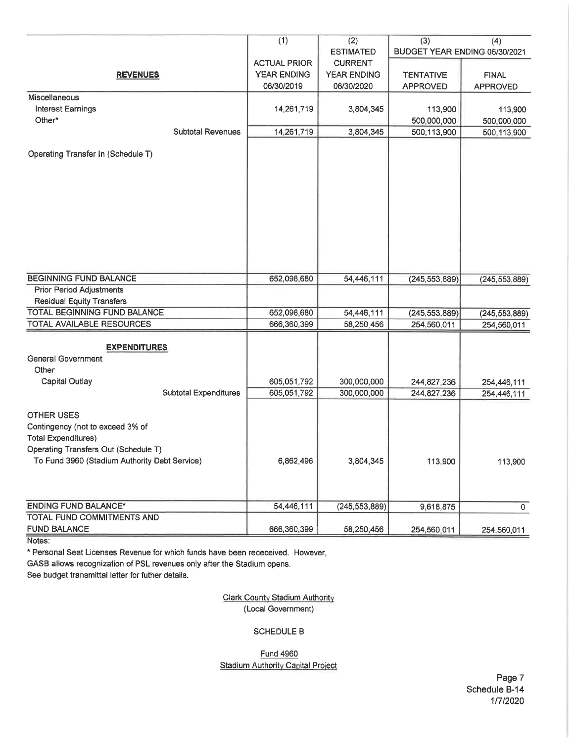| REVENUES | (1) ACTUAL PRIOR YEAR ENDING 06/30/2019 | (2) ESTIMATED CURRENT YEAR ENDING 06/30/2020 | (3) BUDGET YEAR ENDING 06/30/2021 TENTATIVE APPROVED | (4) FINAL APPROVED |
|---|---|---|---|---|
| Miscellaneous | | | | |
| Interest Earnings | 14,261,719 | 3,804,345 | 113,900 | 113,900 |
| Other* | | | 500,000,000 | 500,000,000 |
| Subtotal Revenues | 14,261,719 | 3,804,345 | 500,113,900 | 500,113,900 |
| Operating Transfer In (Schedule T) | | | | |
| BEGINNING FUND BALANCE | 652,098,680 | 54,446,111 | (245,553,889) | (245,553,889) |
| Prior Period Adjustments | | | | |
| Residual Equity Transfers | | | | |
| TOTAL BEGINNING FUND BALANCE | 652,098,680 | 54,446,111 | (245,553,889) | (245,553,889) |
| TOTAL AVAILABLE RESOURCES | 666,360,399 | 58,250,456 | 254,560,011 | 254,560,011 |
| **EXPENDITURES** | | | | |
| General Government | | | | |
| Other | | | | |
| Capital Outlay | 605,051,792 | 300,000,000 | 244,827,236 | 254,446,111 |
| Subtotal Expenditures | 605,051,792 | 300,000,000 | 244,827,236 | 254,446,111 |
| OTHER USES | | | | |
| Contingency (not to exceed 3% of Total Expenditures) | | | | |
| Operating Transfers Out (Schedule T) | | | | |
| To Fund 3960 (Stadium Authority Debt Service) | 6,862,496 | 3,804,345 | 113,900 | 113,900 |
| ENDING FUND BALANCE* | 54,446,111 | (245,553,889) | 9,618,875 | 0 |
| TOTAL FUND COMMITMENTS AND FUND BALANCE | 666,360,399 | 58,250,456 | 254,560,011 | 254,560,011 |

Notes:

* Personal Seat Licenses Revenue for which funds have been receceived. However, GASB allows recognization of PSL revenues only after the Stadium opens. See budget transmittal letter for futher details.

Clark County Stadium Authority
(Local Government)

SCHEDULE B

Fund 4960
Stadium Authority Capital Project

Schedule B-14
1/7/2020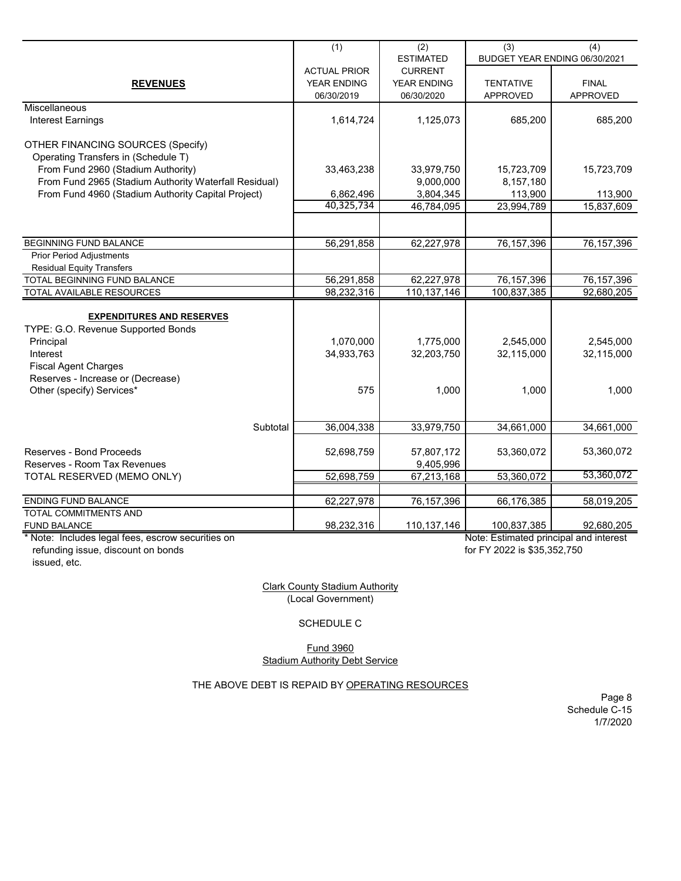| REVENUES | (1) ACTUAL PRIOR YEAR ENDING 06/30/2019 | (2) ESTIMATED CURRENT YEAR ENDING 06/30/2020 | (3) BUDGET YEAR ENDING 06/30/2021 TENTATIVE APPROVED | (4) FINAL APPROVED |
|---|---|---|---|---|
| Miscellaneous | | | | |
| Interest Earnings | 1,614,724 | 1,125,073 | 685,200 | 685,200 |
| OTHER FINANCING SOURCES (Specify) | | | | |
| Operating Transfers in (Schedule T) | | | | |
| From Fund 2960 (Stadium Authority) | 33,463,238 | 33,979,750 | 15,723,709 | 15,723,709 |
| From Fund 2965 (Stadium Authority Waterfall Residual) | | 9,000,000 | 8,157,180 | |
| From Fund 4960 (Stadium Authority Capital Project) | 6,862,496 | 3,804,345 | 113,900 | 113,900 |
| | 40,325,734 | 46,784,095 | 23,994,789 | 15,837,609 |
| BEGINNING FUND BALANCE | 56,291,858 | 62,227,978 | 76,157,396 | 76,157,396 |
| Prior Period Adjustments | | | | |
| Residual Equity Transfers | | | | |
| TOTAL BEGINNING FUND BALANCE | 56,291,858 | 62,227,978 | 76,157,396 | 76,157,396 |
| TOTAL AVAILABLE RESOURCES | 98,232,316 | 110,137,146 | 100,837,385 | 92,680,205 |
| **EXPENDITURES AND RESERVES** | | | | |
| TYPE: G.O. Revenue Supported Bonds | | | | |
| Principal | 1,070,000 | 1,775,000 | 2,545,000 | 2,545,000 |
| Interest | 34,933,763 | 32,203,750 | 32,115,000 | 32,115,000 |
| Fiscal Agent Charges | | | | |
| Reserves - Increase or (Decrease) | | | | |
| Other (specify) Services* | 575 | 1,000 | 1,000 | 1,000 |
| Subtotal | 36,004,338 | 33,979,750 | 34,661,000 | 34,661,000 |
| Reserves - Bond Proceeds | 52,698,759 | 57,807,172 | 53,360,072 | 53,360,072 |
| Reserves - Room Tax Revenues | | 9,405,996 | | |
| TOTAL RESERVED (MEMO ONLY) | 52,698,759 | 67,213,168 | 53,360,072 | 53,360,072 |
| ENDING FUND BALANCE | 62,227,978 | 76,157,396 | 66,176,385 | 58,019,205 |
| TOTAL COMMITMENTS AND FUND BALANCE | 98,232,316 | 110,137,146 | 100,837,385 | 92,680,205 |

* Note: Includes legal fees, escrow securities on refunding issue, discount on bonds issued, etc.

Note: Estimated principal and interest for FY 2022 is $35,352,750

Clark County Stadium Authority
(Local Government)

SCHEDULE C

Fund 3960
Stadium Authority Debt Service

THE ABOVE DEBT IS REPAID BY OPERATING RESOURCES

Schedule C-15
1/7/2020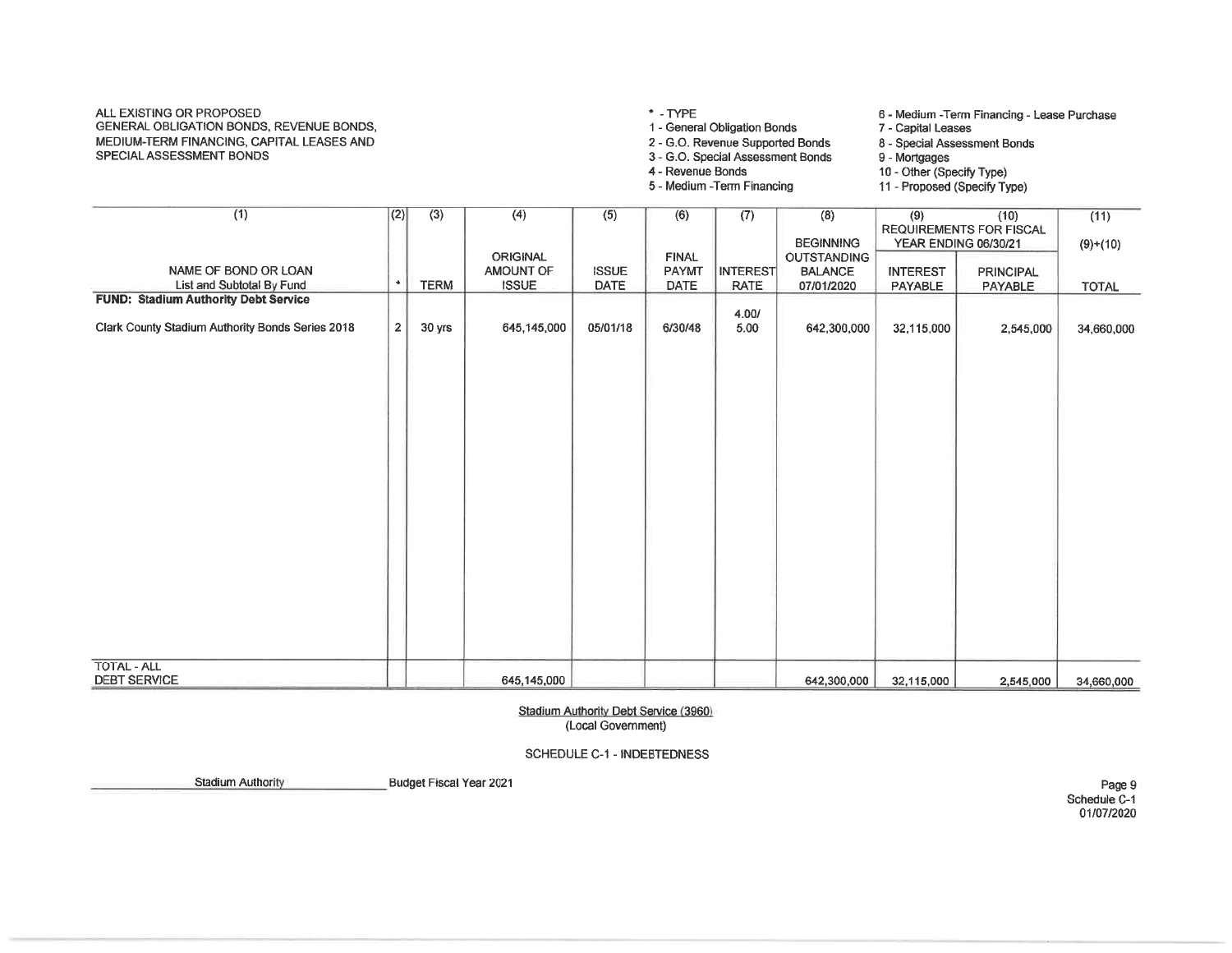ALL EXISTING OR PROPOSED
GENERAL OBLIGATION BONDS, REVENUE BONDS,
MEDIUM-TERM FINANCING, CAPITAL LEASES AND
SPECIAL ASSESSMENT BONDS

\* - TYPE
1 - General Obligation Bonds
2 - G.O. Revenue Supported Bonds
3 - G.O. Special Assessment Bonds
4 - Revenue Bonds
5 - Medium -Term Financing
6 - Medium -Term Financing - Lease Purchase
7 - Capital Leases
8 - Special Assessment Bonds
9 - Mortgages
10 - Other (Specify Type)
11 - Proposed (Specify Type)

| (1) NAME OF BOND OR LOAN List and Subtotal By Fund | (2) * | (3) TERM | (4) ORIGINAL AMOUNT OF ISSUE | (5) ISSUE DATE | (6) FINAL PAYMT DATE | (7) INTEREST RATE | (8) BEGINNING OUTSTANDING BALANCE 07/01/2020 | (9) REQUIREMENTS FOR FISCAL YEAR ENDING 06/30/21 INTEREST PAYABLE | (10) PRINCIPAL PAYABLE | (11) (9)+(10) TOTAL |
|---|---|---|---|---|---|---|---|---|---|---|
| **FUND: Stadium Authority Debt Service** | | | | | | | | | | |
| Clark County Stadium Authority Bonds Series 2018 | 2 | 30 yrs | 645,145,000 | 05/01/18 | 6/30/48 | 4.00/ 5.00 | 642,300,000 | 32,115,000 | 2,545,000 | 34,660,000 |
| TOTAL - ALL DEBT SERVICE | | | 645,145,000 | | | | 642,300,000 | 32,115,000 | 2,545,000 | 34,660,000 |

Stadium Authority Debt Service (3960)
(Local Government)

SCHEDULE C-1 - INDEBTEDNESS

Stadium Authority Budget Fiscal Year 2021

Schedule C-1
01/07/2020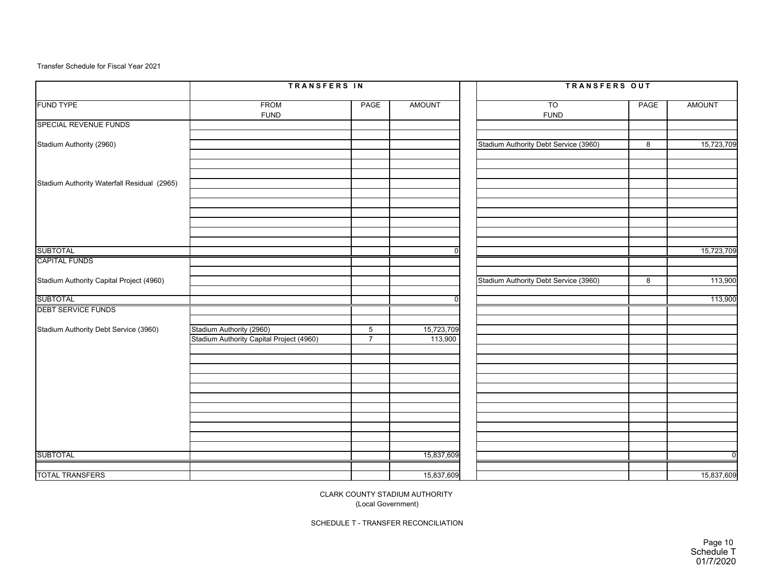Transfer Schedule for Fiscal Year 2021

| | TRANSFERS IN | | | TRANSFERS OUT | | |
|---|---|---|---|---|---|---|
| FUND TYPE | FROM FUND | PAGE | AMOUNT | TO FUND | PAGE | AMOUNT |
| SPECIAL REVENUE FUNDS | | | | | | |
| Stadium Authority (2960) | | | | Stadium Authority Debt Service (3960) | 8 | 15,723,709 |
| Stadium Authority Waterfall Residual (2965) | | | | | | |
| SUBTOTAL | | | 0 | | | 15,723,709 |
| CAPITAL FUNDS | | | | | | |
| Stadium Authority Capital Project (4960) | | | | Stadium Authority Debt Service (3960) | 8 | 113,900 |
| SUBTOTAL | | | 0 | | | 113,900 |
| DEBT SERVICE FUNDS | | | | | | |
| Stadium Authority Debt Service (3960) | Stadium Authority (2960) | 5 | 15,723,709 | | | |
| | Stadium Authority Capital Project (4960) | 7 | 113,900 | | | |
| SUBTOTAL | | | 15,837,609 | | | 0 |
| TOTAL TRANSFERS | | | 15,837,609 | | | 15,837,609 |

CLARK COUNTY STADIUM AUTHORITY
(Local Government)

SCHEDULE T - TRANSFER RECONCILIATION

Schedule T
01/7/2020